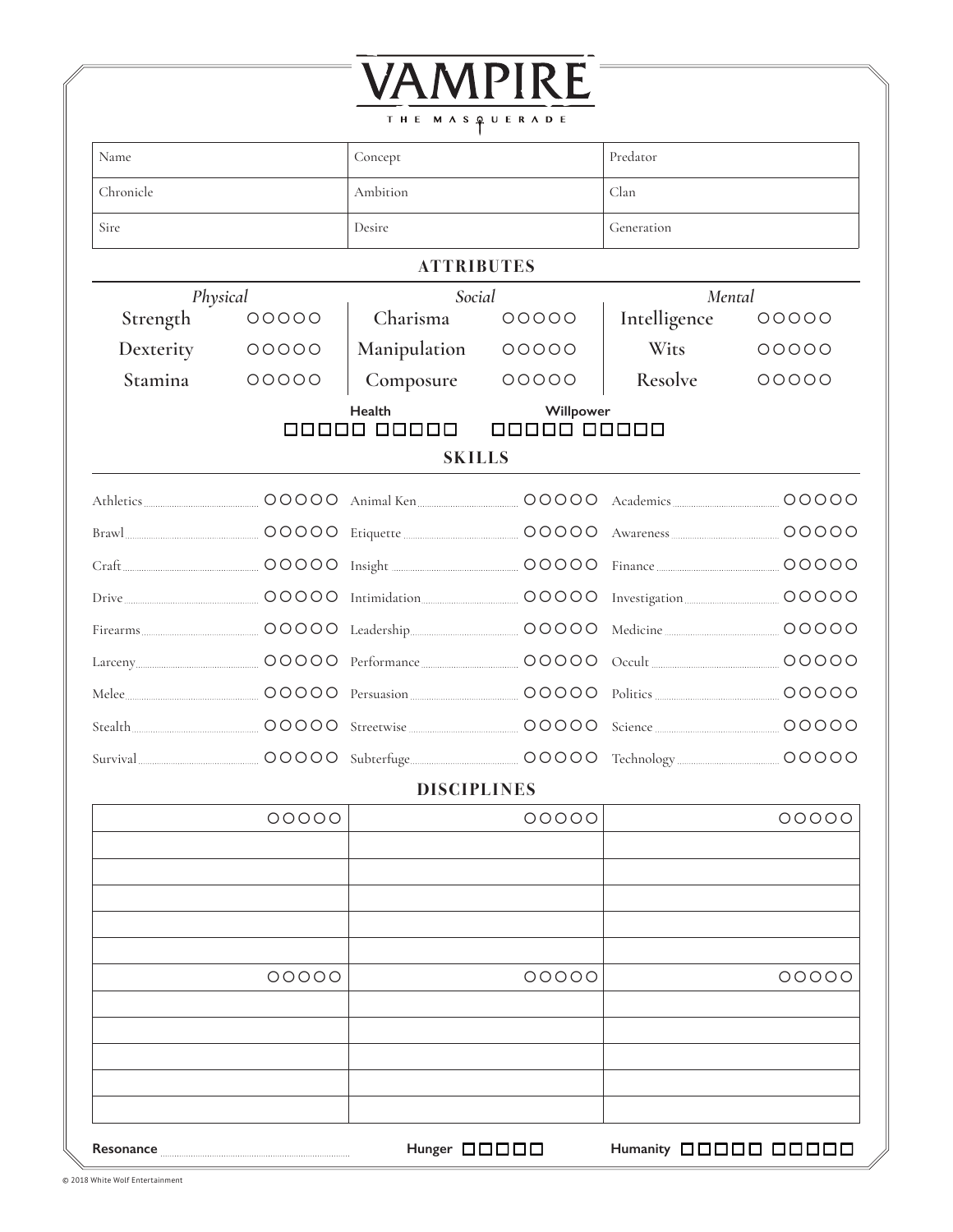# VAMPIRE

THE MASQUERADE

| Name | Concept | Predator |
|---|---|---|
| Chronicle | Ambition | Clan |
| Sire | Desire | Generation |

## ATTRIBUTES

| *Physical* | | *Social* | | *Mental* | |
|---|---|---|---|---|---|
| Strength | ○○○○○ | Charisma | ○○○○○ | Intelligence | ○○○○○ |
| Dexterity | ○○○○○ | Manipulation | ○○○○○ | Wits | ○○○○○ |
| Stamina | ○○○○○ | Composure | ○○○○○ | Resolve | ○○○○○ |

**Health** □□□□□ □□□□□

**Willpower** □□□□□ □□□□□

## SKILLS

| | | | | | |
|---|---|---|---|---|---|
| Athletics | ○○○○○ | Animal Ken | ○○○○○ | Academics | ○○○○○ |
| Brawl | ○○○○○ | Etiquette | ○○○○○ | Awareness | ○○○○○ |
| Craft | ○○○○○ | Insight | ○○○○○ | Finance | ○○○○○ |
| Drive | ○○○○○ | Intimidation | ○○○○○ | Investigation | ○○○○○ |
| Firearms | ○○○○○ | Leadership | ○○○○○ | Medicine | ○○○○○ |
| Larceny | ○○○○○ | Performance | ○○○○○ | Occult | ○○○○○ |
| Melee | ○○○○○ | Persuasion | ○○○○○ | Politics | ○○○○○ |
| Stealth | ○○○○○ | Streetwise | ○○○○○ | Science | ○○○○○ |
| Survival | ○○○○○ | Subterfuge | ○○○○○ | Technology | ○○○○○ |

## DISCIPLINES

| ○○○○○ | ○○○○○ | ○○○○○ |
|---|---|---|
| | | |
| | | |
| | | |
| | | |
| | | |
| ○○○○○ | ○○○○○ | ○○○○○ |
| | | |
| | | |
| | | |
| | | |
| | | |

**Resonance** ..........

**Hunger** □□□□□

**Humanity** □□□□□ □□□□□

© 2018 White Wolf Entertainment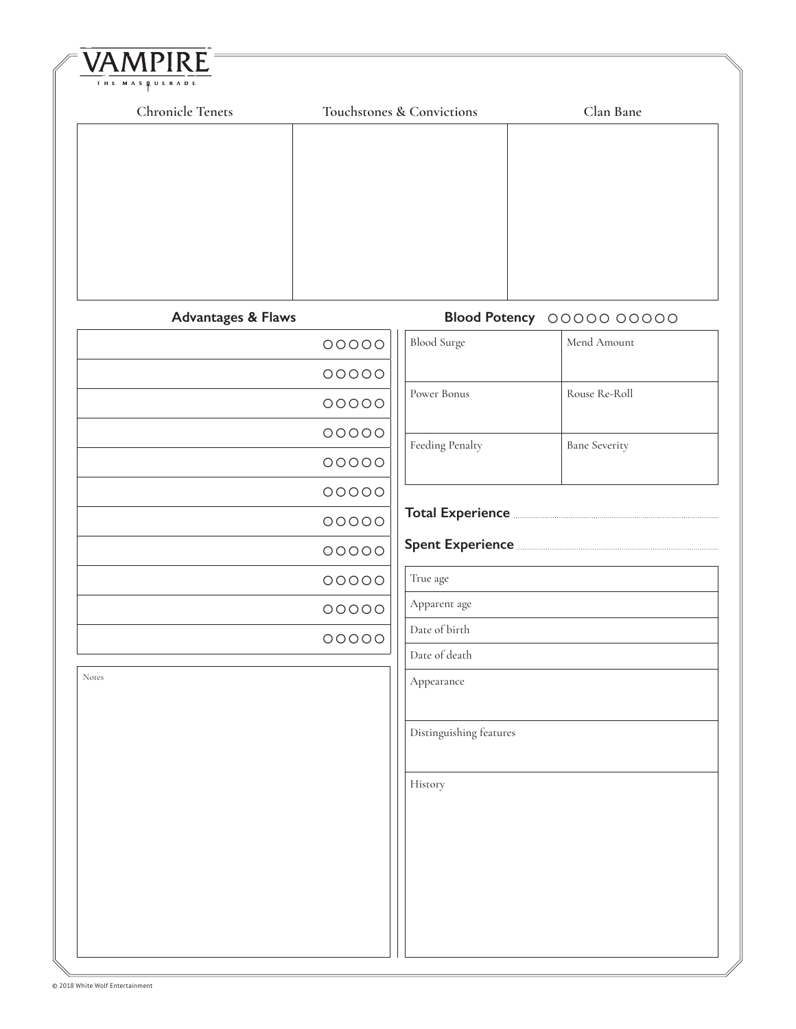# VAMPIRE

THE MASQUERADE

| Chronicle Tenets | Touchstones & Convictions | Clan Bane |
|---|---|---|
| | | |

## Advantages & Flaws

| | |
|---|---|
| | ○○○○○ |
| | ○○○○○ |
| | ○○○○○ |
| | ○○○○○ |
| | ○○○○○ |
| | ○○○○○ |
| | ○○○○○ |
| | ○○○○○ |
| | ○○○○○ |
| | ○○○○○ |
| | ○○○○○ |

Notes

## Blood Potency ○○○○○ ○○○○○

| | |
|---|---|
| Blood Surge | Mend Amount |
| Power Bonus | Rouse Re-Roll |
| Feeding Penalty | Bane Severity |

**Total Experience** ...................

**Spent Experience** ...................

True age

Apparent age

Date of birth

Date of death

Appearance

Distinguishing features

History

© 2018 White Wolf Entertainment